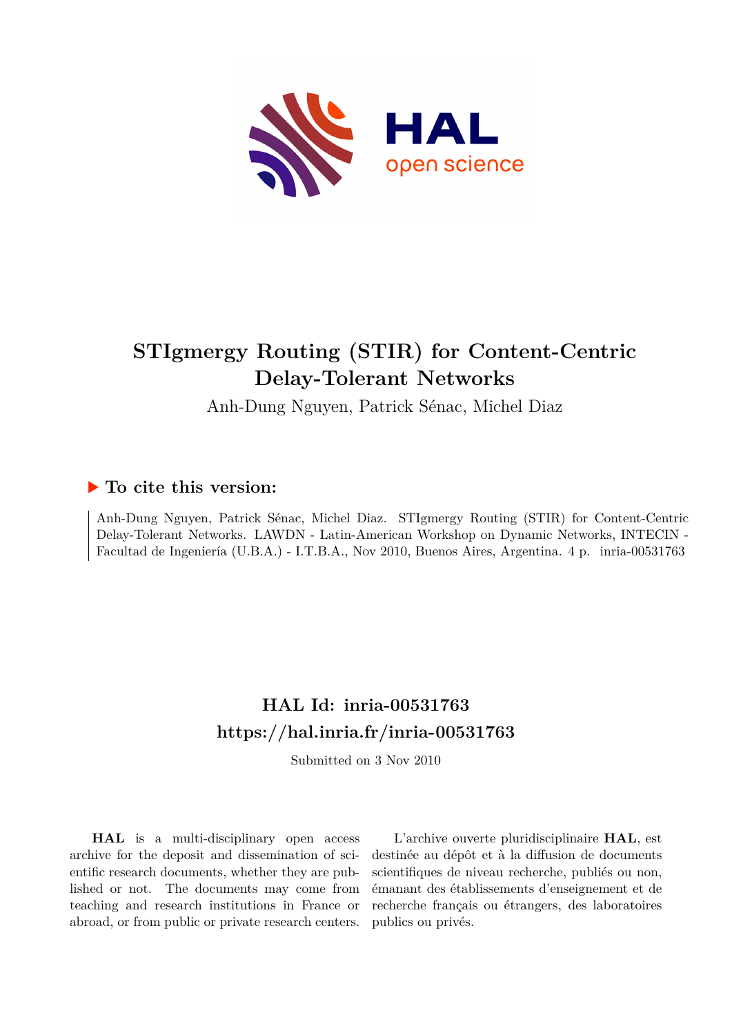# STIgmergy Routing (STIR) for Content-Centric Delay-Tolerant Networks

Anh-Dung Nguyen, Patrick Sénac, Michel Diaz

## ▶ To cite this version:

Anh-Dung Nguyen, Patrick Sénac, Michel Diaz. STIgmergy Routing (STIR) for Content-Centric Delay-Tolerant Networks. LAWDN - Latin-American Workshop on Dynamic Networks, INTECIN - Facultad de Ingeniería (U.B.A.) - I.T.B.A., Nov 2010, Buenos Aires, Argentina. 4 p. inria-00531763

## HAL Id: inria-00531763

## https://hal.inria.fr/inria-00531763

Submitted on 3 Nov 2010

**HAL** is a multi-disciplinary open access archive for the deposit and dissemination of scientific research documents, whether they are published or not. The documents may come from teaching and research institutions in France or abroad, or from public or private research centers.

L'archive ouverte pluridisciplinaire **HAL**, est destinée au dépôt et à la diffusion de documents scientifiques de niveau recherche, publiés ou non, émanant des établissements d'enseignement et de recherche français ou étrangers, des laboratoires publics ou privés.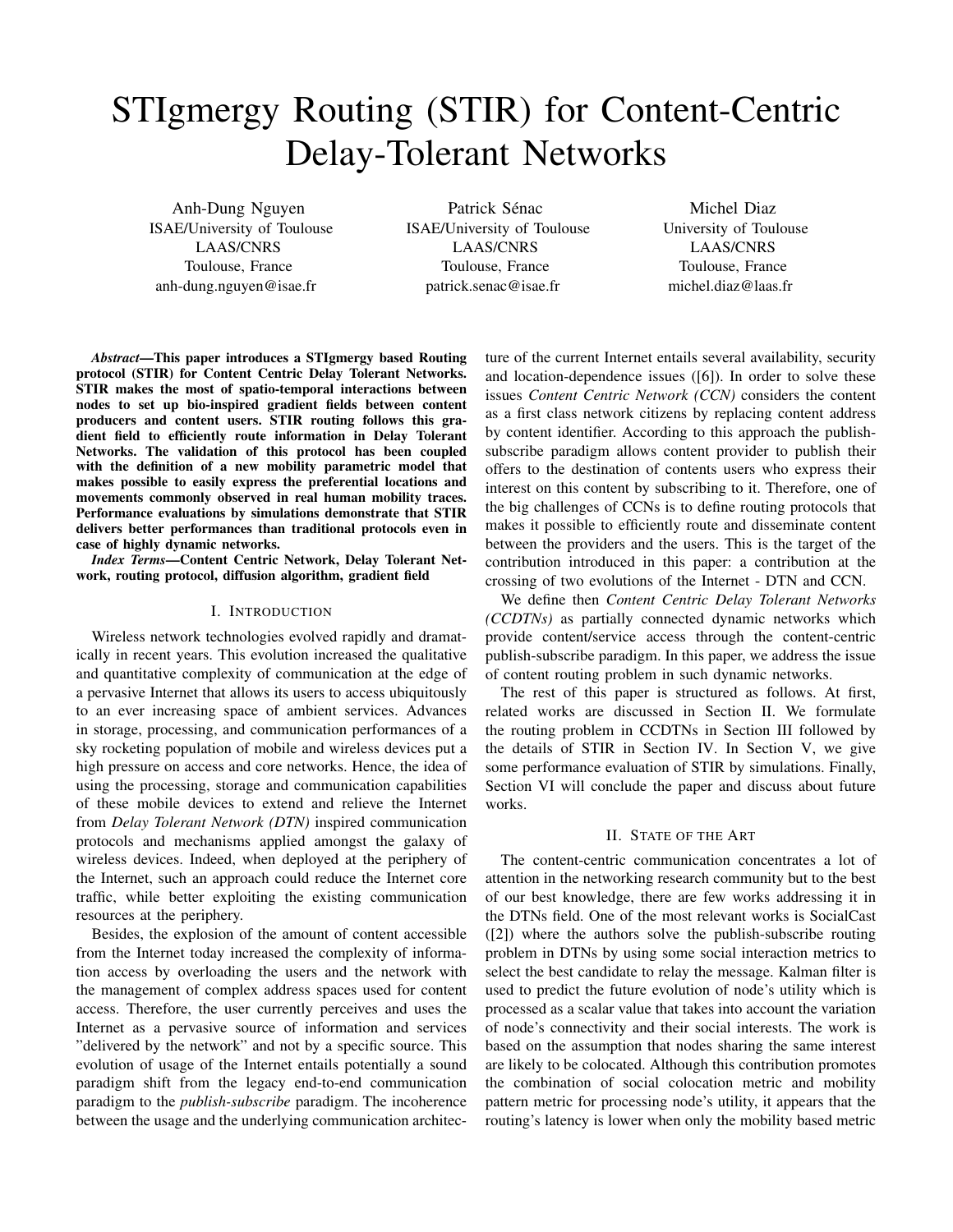# STIgmergy Routing (STIR) for Content-Centric Delay-Tolerant Networks

Anh-Dung Nguyen
ISAE/University of Toulouse
LAAS/CNRS
Toulouse, France
anh-dung.nguyen@isae.fr

Patrick Sénac
ISAE/University of Toulouse
LAAS/CNRS
Toulouse, France
patrick.senac@isae.fr

Michel Diaz
University of Toulouse
LAAS/CNRS
Toulouse, France
michel.diaz@laas.fr

***Abstract*—This paper introduces a STIgmergy based Routing protocol (STIR) for Content Centric Delay Tolerant Networks. STIR makes the most of spatio-temporal interactions between nodes to set up bio-inspired gradient fields between content producers and content users. STIR routing follows this gradient field to efficiently route information in Delay Tolerant Networks. The validation of this protocol has been coupled with the definition of a new mobility parametric model that makes possible to easily express the preferential locations and movements commonly observed in real human mobility traces. Performance evaluations by simulations demonstrate that STIR delivers better performances than traditional protocols even in case of highly dynamic networks.**

***Index Terms*—Content Centric Network, Delay Tolerant Network, routing protocol, diffusion algorithm, gradient field**

## I. Introduction

Wireless network technologies evolved rapidly and dramatically in recent years. This evolution increased the qualitative and quantitative complexity of communication at the edge of a pervasive Internet that allows its users to access ubiquitously to an ever increasing space of ambient services. Advances in storage, processing, and communication performances of a sky rocketing population of mobile and wireless devices put a high pressure on access and core networks. Hence, the idea of using the processing, storage and communication capabilities of these mobile devices to extend and relieve the Internet from *Delay Tolerant Network (DTN)* inspired communication protocols and mechanisms applied amongst the galaxy of wireless devices. Indeed, when deployed at the periphery of the Internet, such an approach could reduce the Internet core traffic, while better exploiting the existing communication resources at the periphery.

Besides, the explosion of the amount of content accessible from the Internet today increased the complexity of information access by overloading the users and the network with the management of complex address spaces used for content access. Therefore, the user currently perceives and uses the Internet as a pervasive source of information and services "delivered by the network" and not by a specific source. This evolution of usage of the Internet entails potentially a sound paradigm shift from the legacy end-to-end communication paradigm to the *publish-subscribe* paradigm. The incoherence between the usage and the underlying communication architecture of the current Internet entails several availability, security and location-dependence issues ([6]). In order to solve these issues *Content Centric Network (CCN)* considers the content as a first class network citizens by replacing content address by content identifier. According to this approach the publish-subscribe paradigm allows content provider to publish their offers to the destination of contents users who express their interest on this content by subscribing to it. Therefore, one of the big challenges of CCNs is to define routing protocols that makes it possible to efficiently route and disseminate content between the providers and the users. This is the target of the contribution introduced in this paper: a contribution at the crossing of two evolutions of the Internet - DTN and CCN.

We define then *Content Centric Delay Tolerant Networks (CCDTNs)* as partially connected dynamic networks which provide content/service access through the content-centric publish-subscribe paradigm. In this paper, we address the issue of content routing problem in such dynamic networks.

The rest of this paper is structured as follows. At first, related works are discussed in Section II. We formulate the routing problem in CCDTNs in Section III followed by the details of STIR in Section IV. In Section V, we give some performance evaluation of STIR by simulations. Finally, Section VI will conclude the paper and discuss about future works.

## II. State of the Art

The content-centric communication concentrates a lot of attention in the networking research community but to the best of our best knowledge, there are few works addressing it in the DTNs field. One of the most relevant works is SocialCast ([2]) where the authors solve the publish-subscribe routing problem in DTNs by using some social interaction metrics to select the best candidate to relay the message. Kalman filter is used to predict the future evolution of node's utility which is processed as a scalar value that takes into account the variation of node's connectivity and their social interests. The work is based on the assumption that nodes sharing the same interest are likely to be colocated. Although this contribution promotes the combination of social colocation metric and mobility pattern metric for processing node's utility, it appears that the routing's latency is lower when only the mobility based metric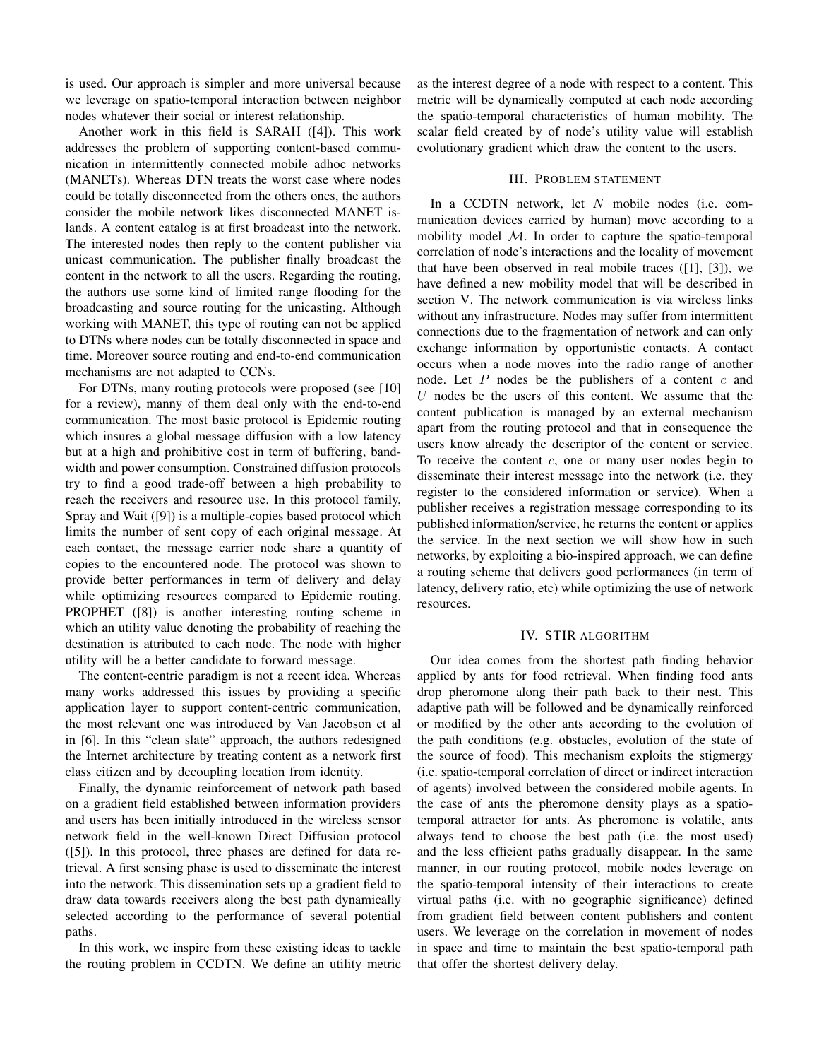is used. Our approach is simpler and more universal because we leverage on spatio-temporal interaction between neighbor nodes whatever their social or interest relationship.

Another work in this field is SARAH ([4]). This work addresses the problem of supporting content-based communication in intermittently connected mobile adhoc networks (MANETs). Whereas DTN treats the worst case where nodes could be totally disconnected from the others ones, the authors consider the mobile network likes disconnected MANET islands. A content catalog is at first broadcast into the network. The interested nodes then reply to the content publisher via unicast communication. The publisher finally broadcast the content in the network to all the users. Regarding the routing, the authors use some kind of limited range flooding for the broadcasting and source routing for the unicasting. Although working with MANET, this type of routing can not be applied to DTNs where nodes can be totally disconnected in space and time. Moreover source routing and end-to-end communication mechanisms are not adapted to CCNs.

For DTNs, many routing protocols were proposed (see [10] for a review), manny of them deal only with the end-to-end communication. The most basic protocol is Epidemic routing which insures a global message diffusion with a low latency but at a high and prohibitive cost in term of buffering, bandwidth and power consumption. Constrained diffusion protocols try to find a good trade-off between a high probability to reach the receivers and resource use. In this protocol family, Spray and Wait ([9]) is a multiple-copies based protocol which limits the number of sent copy of each original message. At each contact, the message carrier node share a quantity of copies to the encountered node. The protocol was shown to provide better performances in term of delivery and delay while optimizing resources compared to Epidemic routing. PROPHET ([8]) is another interesting routing scheme in which an utility value denoting the probability of reaching the destination is attributed to each node. The node with higher utility will be a better candidate to forward message.

The content-centric paradigm is not a recent idea. Whereas many works addressed this issues by providing a specific application layer to support content-centric communication, the most relevant one was introduced by Van Jacobson et al in [6]. In this "clean slate" approach, the authors redesigned the Internet architecture by treating content as a network first class citizen and by decoupling location from identity.

Finally, the dynamic reinforcement of network path based on a gradient field established between information providers and users has been initially introduced in the wireless sensor network field in the well-known Direct Diffusion protocol ([5]). In this protocol, three phases are defined for data retrieval. A first sensing phase is used to disseminate the interest into the network. This dissemination sets up a gradient field to draw data towards receivers along the best path dynamically selected according to the performance of several potential paths.

In this work, we inspire from these existing ideas to tackle the routing problem in CCDTN. We define an utility metric as the interest degree of a node with respect to a content. This metric will be dynamically computed at each node according the spatio-temporal characteristics of human mobility. The scalar field created by of node's utility value will establish evolutionary gradient which draw the content to the users.

## III. Problem statement

In a CCDTN network, let $N$ mobile nodes (i.e. communication devices carried by human) move according to a mobility model $\mathcal{M}$. In order to capture the spatio-temporal correlation of node's interactions and the locality of movement that have been observed in real mobile traces ([1], [3]), we have defined a new mobility model that will be described in section V. The network communication is via wireless links without any infrastructure. Nodes may suffer from intermittent connections due to the fragmentation of network and can only exchange information by opportunistic contacts. A contact occurs when a node moves into the radio range of another node. Let $P$ nodes be the publishers of a content $c$ and $U$ nodes be the users of this content. We assume that the content publication is managed by an external mechanism apart from the routing protocol and that in consequence the users know already the descriptor of the content or service. To receive the content $c$, one or many user nodes begin to disseminate their interest message into the network (i.e. they register to the considered information or service). When a publisher receives a registration message corresponding to its published information/service, he returns the content or applies the service. In the next section we will show how in such networks, by exploiting a bio-inspired approach, we can define a routing scheme that delivers good performances (in term of latency, delivery ratio, etc) while optimizing the use of network resources.

## IV. STIR algorithm

Our idea comes from the shortest path finding behavior applied by ants for food retrieval. When finding food ants drop pheromone along their path back to their nest. This adaptive path will be followed and be dynamically reinforced or modified by the other ants according to the evolution of the path conditions (e.g. obstacles, evolution of the state of the source of food). This mechanism exploits the stigmergy (i.e. spatio-temporal correlation of direct or indirect interaction of agents) involved between the considered mobile agents. In the case of ants the pheromone density plays as a spatio-temporal attractor for ants. As pheromone is volatile, ants always tend to choose the best path (i.e. the most used) and the less efficient paths gradually disappear. In the same manner, in our routing protocol, mobile nodes leverage on the spatio-temporal intensity of their interactions to create virtual paths (i.e. with no geographic significance) defined from gradient field between content publishers and content users. We leverage on the correlation in movement of nodes in space and time to maintain the best spatio-temporal path that offer the shortest delivery delay.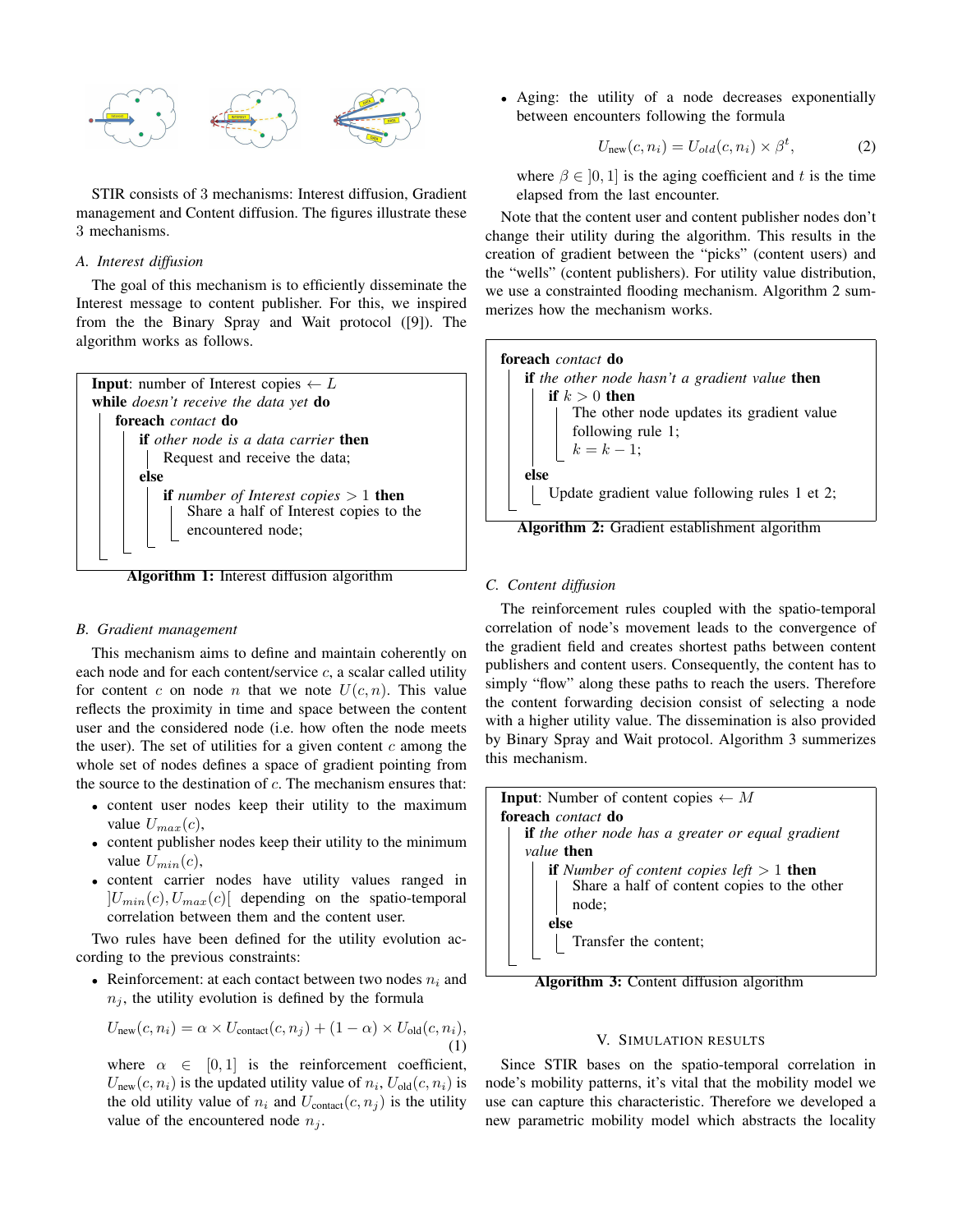STIR consists of 3 mechanisms: Interest diffusion, Gradient management and Content diffusion. The figures illustrate these 3 mechanisms.

### A. Interest diffusion

The goal of this mechanism is to efficiently disseminate the Interest message to content publisher. For this, we inspired from the the Binary Spray and Wait protocol ([9]). The algorithm works as follows.

```
Input: number of Interest copies ← L
while doesn't receive the data yet do
    foreach contact do
        if other node is a data carrier then
            Request and receive the data;
        else
            if number of Interest copies > 1 then
                Share a half of Interest copies to the
                encountered node;
```

**Algorithm 1:** Interest diffusion algorithm

### B. Gradient management

This mechanism aims to define and maintain coherently on each node and for each content/service $c$, a scalar called utility for content $c$ on node $n$ that we note $U(c, n)$. This value reflects the proximity in time and space between the content user and the considered node (i.e. how often the node meets the user). The set of utilities for a given content $c$ among the whole set of nodes defines a space of gradient pointing from the source to the destination of $c$. The mechanism ensures that:

- content user nodes keep their utility to the maximum value $U_{max}(c)$,
- content publisher nodes keep their utility to the minimum value $U_{min}(c)$,
- content carrier nodes have utility values ranged in $]U_{min}(c), U_{max}(c)[$ depending on the spatio-temporal correlation between them and the content user.

Two rules have been defined for the utility evolution according to the previous constraints:

- Reinforcement: at each contact between two nodes $n_i$ and $n_j$, the utility evolution is defined by the formula

$$U_{\text{new}}(c, n_i) = \alpha \times U_{\text{contact}}(c, n_j) + (1 - \alpha) \times U_{\text{old}}(c, n_i), \quad (1)$$

  where $\alpha \in [0, 1]$ is the reinforcement coefficient, $U_{\text{new}}(c, n_i)$ is the updated utility value of $n_i$, $U_{\text{old}}(c, n_i)$ is the old utility value of $n_i$ and $U_{\text{contact}}(c, n_j)$ is the utility value of the encountered node $n_j$.
- Aging: the utility of a node decreases exponentially between encounters following the formula

$$U_{\text{new}}(c, n_i) = U_{old}(c, n_i) \times \beta^t, \quad (2)$$

  where $\beta \in ]0, 1]$ is the aging coefficient and $t$ is the time elapsed from the last encounter.

Note that the content user and content publisher nodes don't change their utility during the algorithm. This results in the creation of gradient between the "picks" (content users) and the "wells" (content publishers). For utility value distribution, we use a constrainted flooding mechanism. Algorithm 2 summerizes how the mechanism works.

```
foreach contact do
    if the other node hasn't a gradient value then
        if k > 0 then
            The other node updates its gradient value
            following rule 1;
            k = k − 1;
    else
        Update gradient value following rules 1 et 2;
```

**Algorithm 2:** Gradient establishment algorithm

### C. Content diffusion

The reinforcement rules coupled with the spatio-temporal correlation of node's movement leads to the convergence of the gradient field and creates shortest paths between content publishers and content users. Consequently, the content has to simply "flow" along these paths to reach the users. Therefore the content forwarding decision consist of selecting a node with a higher utility value. The dissemination is also provided by Binary Spray and Wait protocol. Algorithm 3 summerizes this mechanism.

```
Input: Number of content copies ← M
foreach contact do
    if the other node has a greater or equal gradient
    value then
        if Number of content copies left > 1 then
            Share a half of content copies to the other
            node;
        else
            Transfer the content;
```

**Algorithm 3:** Content diffusion algorithm

## V. Simulation Results

Since STIR bases on the spatio-temporal correlation in node's mobility patterns, it's vital that the mobility model we use can capture this characteristic. Therefore we developed a new parametric mobility model which abstracts the locality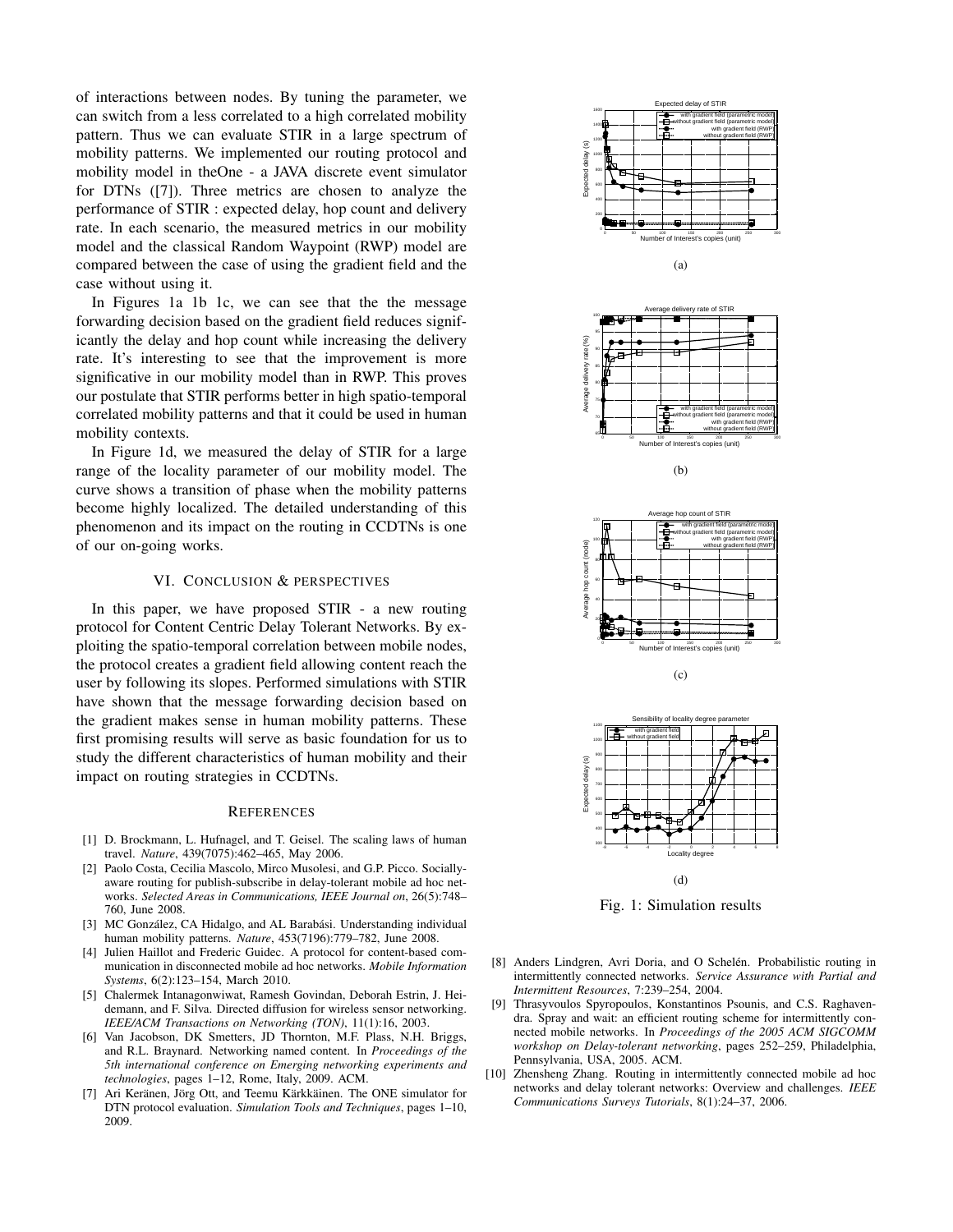of interactions between nodes. By tuning the parameter, we can switch from a less correlated to a high correlated mobility pattern. Thus we can evaluate STIR in a large spectrum of mobility patterns. We implemented our routing protocol and mobility model in theOne - a JAVA discrete event simulator for DTNs ([7]). Three metrics are chosen to analyze the performance of STIR : expected delay, hop count and delivery rate. In each scenario, the measured metrics in our mobility model and the classical Random Waypoint (RWP) model are compared between the case of using the gradient field and the case without using it.

In Figures 1a 1b 1c, we can see that the the message forwarding decision based on the gradient field reduces significantly the delay and hop count while increasing the delivery rate. It's interesting to see that the improvement is more significative in our mobility model than in RWP. This proves our postulate that STIR performs better in high spatio-temporal correlated mobility patterns and that it could be used in human mobility contexts.

In Figure 1d, we measured the delay of STIR for a large range of the locality parameter of our mobility model. The curve shows a transition of phase when the mobility patterns become highly localized. The detailed understanding of this phenomenon and its impact on the routing in CCDTNs is one of our on-going works.

## VI. Conclusion & perspectives

In this paper, we have proposed STIR - a new routing protocol for Content Centric Delay Tolerant Networks. By exploiting the spatio-temporal correlation between mobile nodes, the protocol creates a gradient field allowing content reach the user by following its slopes. Performed simulations with STIR have shown that the message forwarding decision based on the gradient makes sense in human mobility patterns. These first promising results will serve as basic foundation for us to study the different characteristics of human mobility and their impact on routing strategies in CCDTNs.

Expected delay of STIR
with gradient field (parametric model)
without gradient field (parametric model)
with gradient field (RWP)
without gradient field (RWP)
Expected delay (s)
Number of Interest's copies (unit)

(a)

Average delivery rate of STIR
Average delivery rate (%)
with gradient field (parametric model)
without gradient field (parametric model)
with gradient field (RWP)
without gradient field (RWP)
Number of Interest's copies (unit)

(b)

Average hop count of STIR
with gradient field (parametric model)
without gradient field (parametric model)
with gradient field (RWP)
without gradient field (RWP)
Average hop count (node)
Number of Interest's copies (unit)

(c)

Sensibility of locality degree parameter
with gradient field
without gradient field
Expected delay (s)
Locality degree

(d)

Fig. 1: Simulation results

## References

[1] D. Brockmann, L. Hufnagel, and T. Geisel. The scaling laws of human travel. *Nature*, 439(7075):462–465, May 2006.

[2] Paolo Costa, Cecilia Mascolo, Mirco Musolesi, and G.P. Picco. Socially-aware routing for publish-subscribe in delay-tolerant mobile ad hoc networks. *Selected Areas in Communications, IEEE Journal on*, 26(5):748–760, June 2008.

[3] MC González, CA Hidalgo, and AL Barabási. Understanding individual human mobility patterns. *Nature*, 453(7196):779–782, June 2008.

[4] Julien Haillot and Frederic Guidec. A protocol for content-based communication in disconnected mobile ad hoc networks. *Mobile Information Systems*, 6(2):123–154, March 2010.

[5] Chalermek Intanagonwiwat, Ramesh Govindan, Deborah Estrin, J. Heidemann, and F. Silva. Directed diffusion for wireless sensor networking. *IEEE/ACM Transactions on Networking (TON)*, 11(1):16, 2003.

[6] Van Jacobson, DK Smetters, JD Thornton, M.F. Plass, N.H. Briggs, and R.L. Braynard. Networking named content. In *Proceedings of the 5th international conference on Emerging networking experiments and technologies*, pages 1–12, Rome, Italy, 2009. ACM.

[7] Ari Keränen, Jörg Ott, and Teemu Kärkkäinen. The ONE simulator for DTN protocol evaluation. *Simulation Tools and Techniques*, pages 1–10, 2009.

[8] Anders Lindgren, Avri Doria, and O Schelén. Probabilistic routing in intermittently connected networks. *Service Assurance with Partial and Intermittent Resources*, 7:239–254, 2004.

[9] Thrasyvoulos Spyropoulos, Konstantinos Psounis, and C.S. Raghavendra. Spray and wait: an efficient routing scheme for intermittently connected mobile networks. In *Proceedings of the 2005 ACM SIGCOMM workshop on Delay-tolerant networking*, pages 252–259, Philadelphia, Pennsylvania, USA, 2005. ACM.

[10] Zhensheng Zhang. Routing in intermittently connected mobile ad hoc networks and delay tolerant networks: Overview and challenges. *IEEE Communications Surveys Tutorials*, 8(1):24–37, 2006.